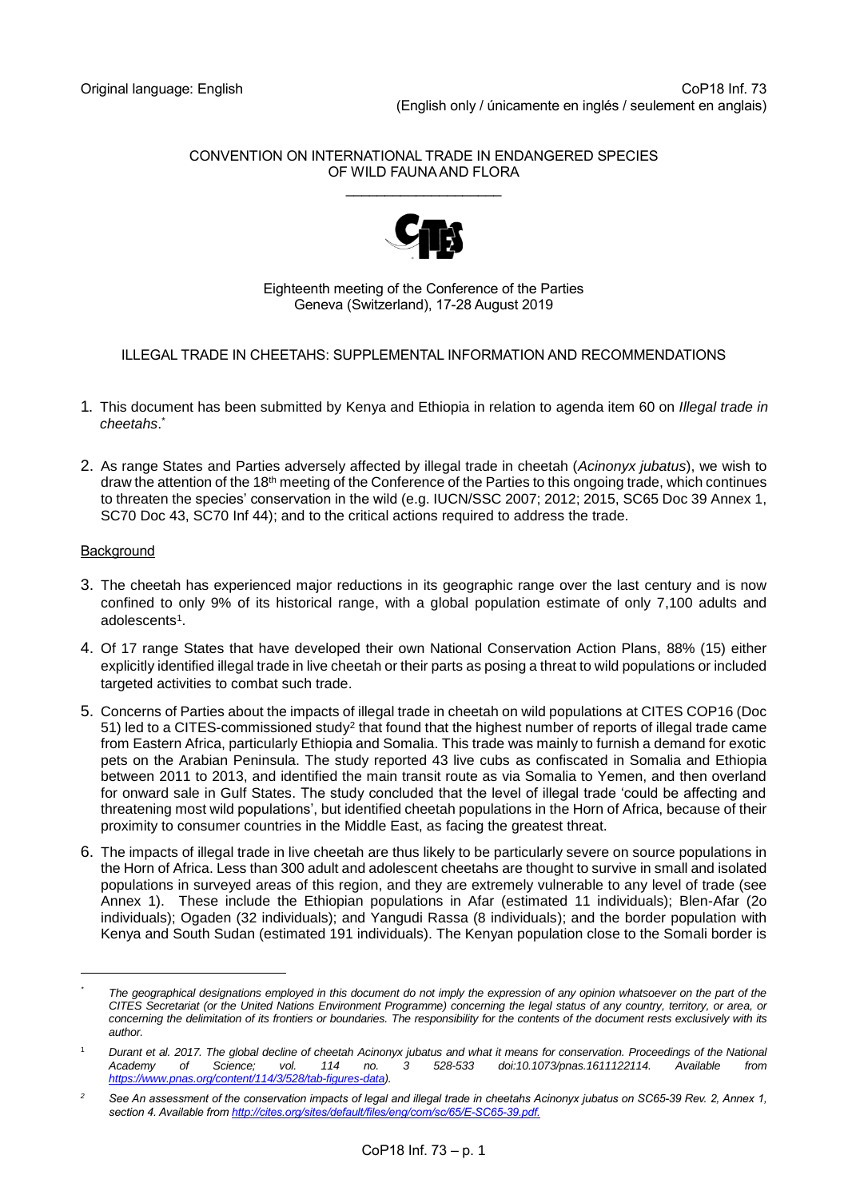Original language: English

CoP18 Inf. 73
(English only / únicamente en inglés / seulement en anglais)

CONVENTION ON INTERNATIONAL TRADE IN ENDANGERED SPECIES
OF WILD FAUNA AND FLORA

\_\_\_\_\_\_\_\_\_\_\_\_\_\_\_\_\_\_\_\_

Eighteenth meeting of the Conference of the Parties
Geneva (Switzerland), 17-28 August 2019

# ILLEGAL TRADE IN CHEETAHS: SUPPLEMENTAL INFORMATION AND RECOMMENDATIONS

1. This document has been submitted by Kenya and Ethiopia in relation to agenda item 60 on *Illegal trade in cheetahs*.[*]

2. As range States and Parties adversely affected by illegal trade in cheetah (*Acinonyx jubatus*), we wish to draw the attention of the 18th meeting of the Conference of the Parties to this ongoing trade, which continues to threaten the species' conservation in the wild (e.g. IUCN/SSC 2007; 2012; 2015, SC65 Doc 39 Annex 1, SC70 Doc 43, SC70 Inf 44); and to the critical actions required to address the trade.

## Background

3. The cheetah has experienced major reductions in its geographic range over the last century and is now confined to only 9% of its historical range, with a global population estimate of only 7,100 adults and adolescents[1].

4. Of 17 range States that have developed their own National Conservation Action Plans, 88% (15) either explicitly identified illegal trade in live cheetah or their parts as posing a threat to wild populations or included targeted activities to combat such trade.

5. Concerns of Parties about the impacts of illegal trade in cheetah on wild populations at CITES COP16 (Doc 51) led to a CITES-commissioned study[2] that found that the highest number of reports of illegal trade came from Eastern Africa, particularly Ethiopia and Somalia. This trade was mainly to furnish a demand for exotic pets on the Arabian Peninsula. The study reported 43 live cubs as confiscated in Somalia and Ethiopia between 2011 to 2013, and identified the main transit route as via Somalia to Yemen, and then overland for onward sale in Gulf States. The study concluded that the level of illegal trade 'could be affecting and threatening most wild populations', but identified cheetah populations in the Horn of Africa, because of their proximity to consumer countries in the Middle East, as facing the greatest threat.

6. The impacts of illegal trade in live cheetah are thus likely to be particularly severe on source populations in the Horn of Africa. Less than 300 adult and adolescent cheetahs are thought to survive in small and isolated populations in surveyed areas of this region, and they are extremely vulnerable to any level of trade (see Annex 1). These include the Ethiopian populations in Afar (estimated 11 individuals); Blen-Afar (2o individuals); Ogaden (32 individuals); and Yangudi Rassa (8 individuals); and the border population with Kenya and South Sudan (estimated 191 individuals). The Kenyan population close to the Somali border is

---

[*] *The geographical designations employed in this document do not imply the expression of any opinion whatsoever on the part of the CITES Secretariat (or the United Nations Environment Programme) concerning the legal status of any country, territory, or area, or concerning the delimitation of its frontiers or boundaries. The responsibility for the contents of the document rests exclusively with its author.*

[1] *Durant et al. 2017. The global decline of cheetah Acinonyx jubatus and what it means for conservation. Proceedings of the National Academy of Science; vol. 114 no. 3 528-533 doi:10.1073/pnas.1611122114. Available from https://www.pnas.org/content/114/3/528/tab-figures-data).*

[2] *See An assessment of the conservation impacts of legal and illegal trade in cheetahs Acinonyx jubatus on SC65-39 Rev. 2, Annex 1, section 4. Available from http://cites.org/sites/default/files/eng/com/sc/65/E-SC65-39.pdf.*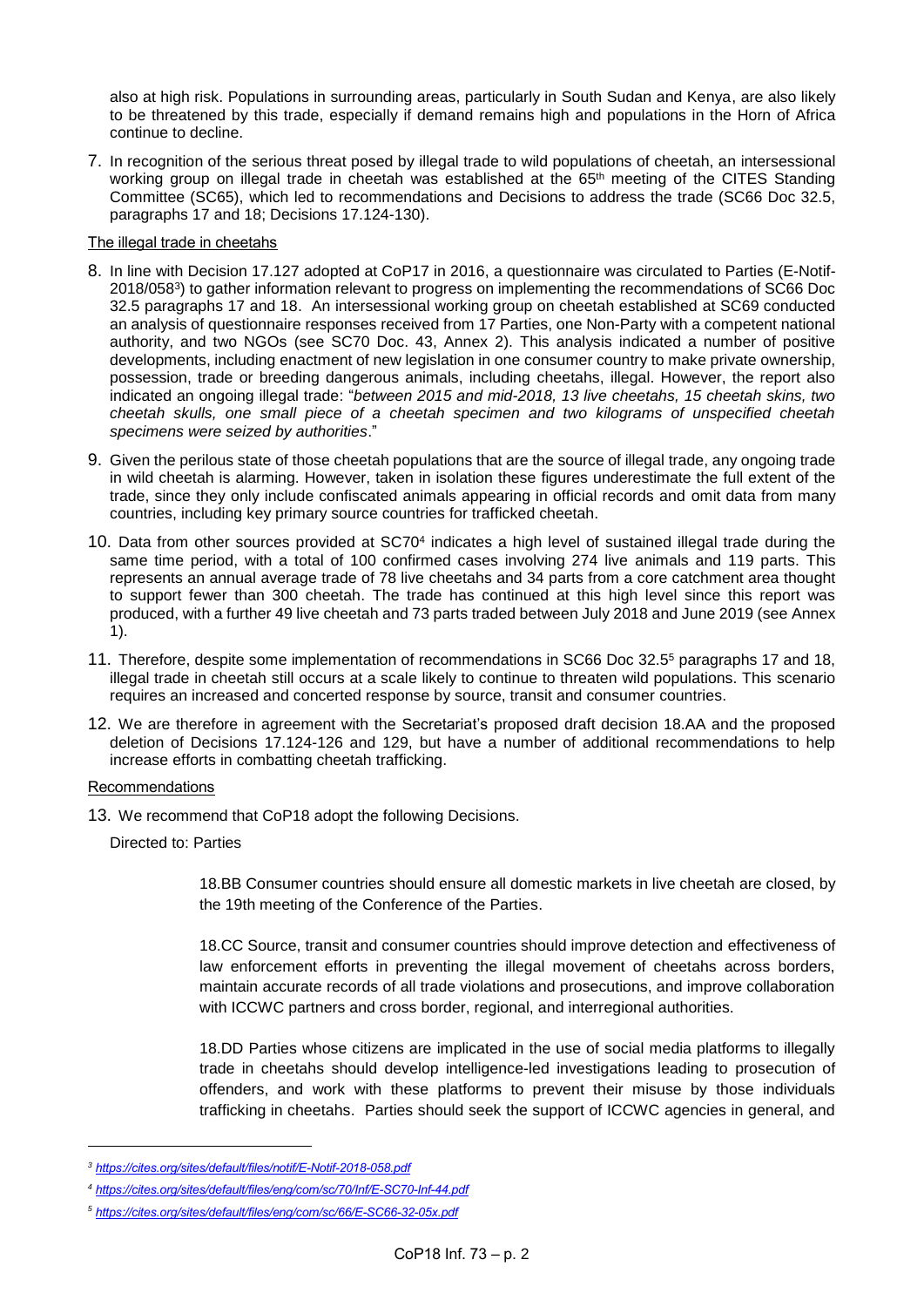also at high risk. Populations in surrounding areas, particularly in South Sudan and Kenya, are also likely to be threatened by this trade, especially if demand remains high and populations in the Horn of Africa continue to decline.

7. In recognition of the serious threat posed by illegal trade to wild populations of cheetah, an intersessional working group on illegal trade in cheetah was established at the 65th meeting of the CITES Standing Committee (SC65), which led to recommendations and Decisions to address the trade (SC66 Doc 32.5, paragraphs 17 and 18; Decisions 17.124-130).

The illegal trade in cheetahs

8. In line with Decision 17.127 adopted at CoP17 in 2016, a questionnaire was circulated to Parties (E-Notif-2018/058[3]) to gather information relevant to progress on implementing the recommendations of SC66 Doc 32.5 paragraphs 17 and 18. An intersessional working group on cheetah established at SC69 conducted an analysis of questionnaire responses received from 17 Parties, one Non-Party with a competent national authority, and two NGOs (see SC70 Doc. 43, Annex 2). This analysis indicated a number of positive developments, including enactment of new legislation in one consumer country to make private ownership, possession, trade or breeding dangerous animals, including cheetahs, illegal. However, the report also indicated an ongoing illegal trade: "*between 2015 and mid-2018, 13 live cheetahs, 15 cheetah skins, two cheetah skulls, one small piece of a cheetah specimen and two kilograms of unspecified cheetah specimens were seized by authorities*."

9. Given the perilous state of those cheetah populations that are the source of illegal trade, any ongoing trade in wild cheetah is alarming. However, taken in isolation these figures underestimate the full extent of the trade, since they only include confiscated animals appearing in official records and omit data from many countries, including key primary source countries for trafficked cheetah.

10. Data from other sources provided at SC70[4] indicates a high level of sustained illegal trade during the same time period, with a total of 100 confirmed cases involving 274 live animals and 119 parts. This represents an annual average trade of 78 live cheetahs and 34 parts from a core catchment area thought to support fewer than 300 cheetah. The trade has continued at this high level since this report was produced, with a further 49 live cheetah and 73 parts traded between July 2018 and June 2019 (see Annex 1).

11. Therefore, despite some implementation of recommendations in SC66 Doc 32.5[5] paragraphs 17 and 18, illegal trade in cheetah still occurs at a scale likely to continue to threaten wild populations. This scenario requires an increased and concerted response by source, transit and consumer countries.

12. We are therefore in agreement with the Secretariat's proposed draft decision 18.AA and the proposed deletion of Decisions 17.124-126 and 129, but have a number of additional recommendations to help increase efforts in combatting cheetah trafficking.

Recommendations

13. We recommend that CoP18 adopt the following Decisions.

Directed to: Parties

> 18.BB Consumer countries should ensure all domestic markets in live cheetah are closed, by the 19th meeting of the Conference of the Parties.
>
> 18.CC Source, transit and consumer countries should improve detection and effectiveness of law enforcement efforts in preventing the illegal movement of cheetahs across borders, maintain accurate records of all trade violations and prosecutions, and improve collaboration with ICCWC partners and cross border, regional, and interregional authorities.
>
> 18.DD Parties whose citizens are implicated in the use of social media platforms to illegally trade in cheetahs should develop intelligence-led investigations leading to prosecution of offenders, and work with these platforms to prevent their misuse by those individuals trafficking in cheetahs. Parties should seek the support of ICCWC agencies in general, and

---

[3] *https://cites.org/sites/default/files/notif/E-Notif-2018-058.pdf*

[4] *https://cites.org/sites/default/files/eng/com/sc/70/Inf/E-SC70-Inf-44.pdf*

[5] *https://cites.org/sites/default/files/eng/com/sc/66/E-SC66-32-05x.pdf*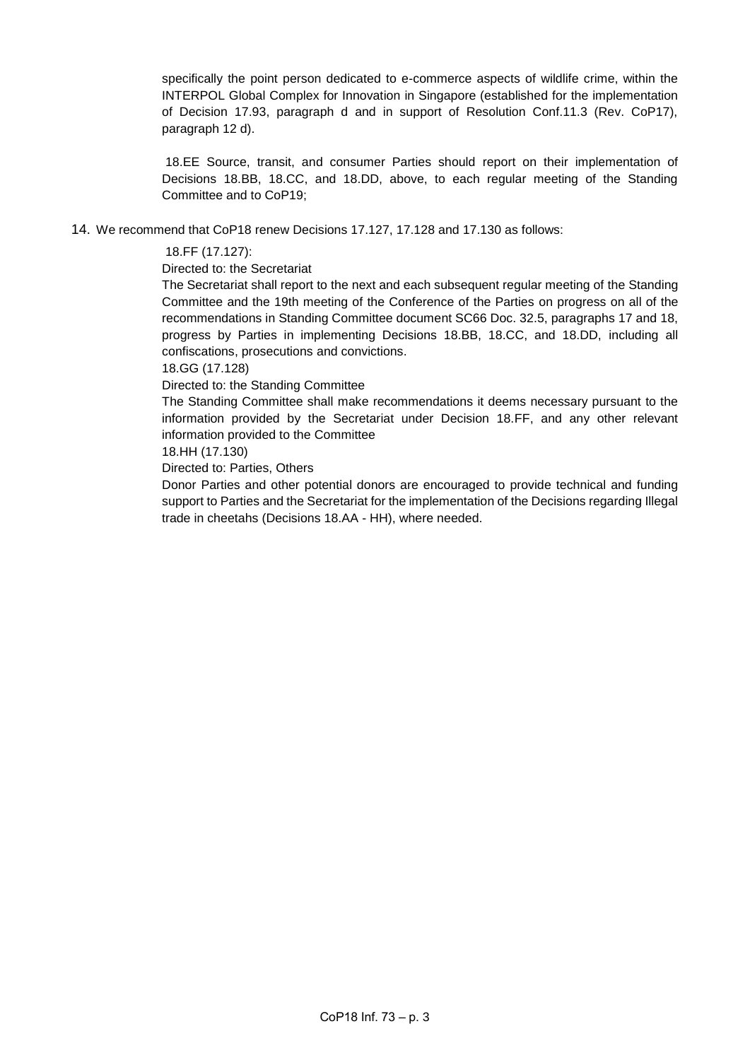specifically the point person dedicated to e-commerce aspects of wildlife crime, within the INTERPOL Global Complex for Innovation in Singapore (established for the implementation of Decision 17.93, paragraph d and in support of Resolution Conf.11.3 (Rev. CoP17), paragraph 12 d).

18.EE Source, transit, and consumer Parties should report on their implementation of Decisions 18.BB, 18.CC, and 18.DD, above, to each regular meeting of the Standing Committee and to CoP19;

14. We recommend that CoP18 renew Decisions 17.127, 17.128 and 17.130 as follows:

18.FF (17.127):

Directed to: the Secretariat

The Secretariat shall report to the next and each subsequent regular meeting of the Standing Committee and the 19th meeting of the Conference of the Parties on progress on all of the recommendations in Standing Committee document SC66 Doc. 32.5, paragraphs 17 and 18, progress by Parties in implementing Decisions 18.BB, 18.CC, and 18.DD, including all confiscations, prosecutions and convictions.

18.GG (17.128)

Directed to: the Standing Committee

The Standing Committee shall make recommendations it deems necessary pursuant to the information provided by the Secretariat under Decision 18.FF, and any other relevant information provided to the Committee

18.HH (17.130)

Directed to: Parties, Others

Donor Parties and other potential donors are encouraged to provide technical and funding support to Parties and the Secretariat for the implementation of the Decisions regarding Illegal trade in cheetahs (Decisions 18.AA - HH), where needed.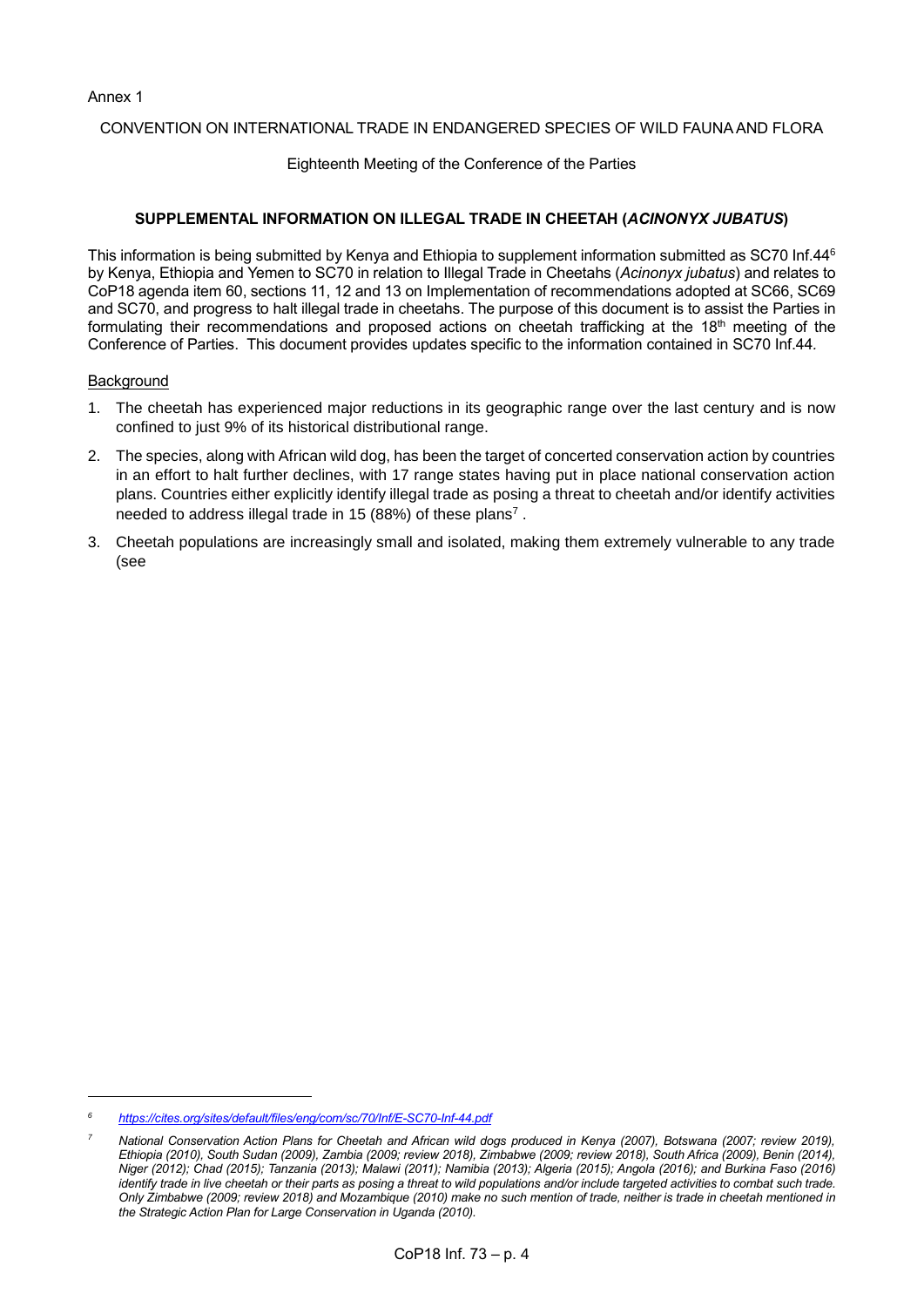Annex 1

CONVENTION ON INTERNATIONAL TRADE IN ENDANGERED SPECIES OF WILD FAUNA AND FLORA

Eighteenth Meeting of the Conference of the Parties

**SUPPLEMENTAL INFORMATION ON ILLEGAL TRADE IN CHEETAH (*ACINONYX JUBATUS*)**

This information is being submitted by Kenya and Ethiopia to supplement information submitted as SC70 Inf.44[6] by Kenya, Ethiopia and Yemen to SC70 in relation to Illegal Trade in Cheetahs (*Acinonyx jubatus*) and relates to CoP18 agenda item 60, sections 11, 12 and 13 on Implementation of recommendations adopted at SC66, SC69 and SC70, and progress to halt illegal trade in cheetahs. The purpose of this document is to assist the Parties in formulating their recommendations and proposed actions on cheetah trafficking at the 18th meeting of the Conference of Parties. This document provides updates specific to the information contained in SC70 Inf.44.

Background

1. The cheetah has experienced major reductions in its geographic range over the last century and is now confined to just 9% of its historical distributional range.
2. The species, along with African wild dog, has been the target of concerted conservation action by countries in an effort to halt further declines, with 17 range states having put in place national conservation action plans. Countries either explicitly identify illegal trade as posing a threat to cheetah and/or identify activities needed to address illegal trade in 15 (88%) of these plans[7].
3. Cheetah populations are increasingly small and isolated, making them extremely vulnerable to any trade (see

---

[6] https://cites.org/sites/default/files/eng/com/sc/70/Inf/E-SC70-Inf-44.pdf

[7] *National Conservation Action Plans for Cheetah and African wild dogs produced in Kenya (2007), Botswana (2007; review 2019), Ethiopia (2010), South Sudan (2009), Zambia (2009; review 2018), Zimbabwe (2009; review 2018), South Africa (2009), Benin (2014), Niger (2012); Chad (2015); Tanzania (2013); Malawi (2011); Namibia (2013); Algeria (2015); Angola (2016); and Burkina Faso (2016) identify trade in live cheetah or their parts as posing a threat to wild populations and/or include targeted activities to combat such trade. Only Zimbabwe (2009; review 2018) and Mozambique (2010) make no such mention of trade, neither is trade in cheetah mentioned in the Strategic Action Plan for Large Conservation in Uganda (2010).*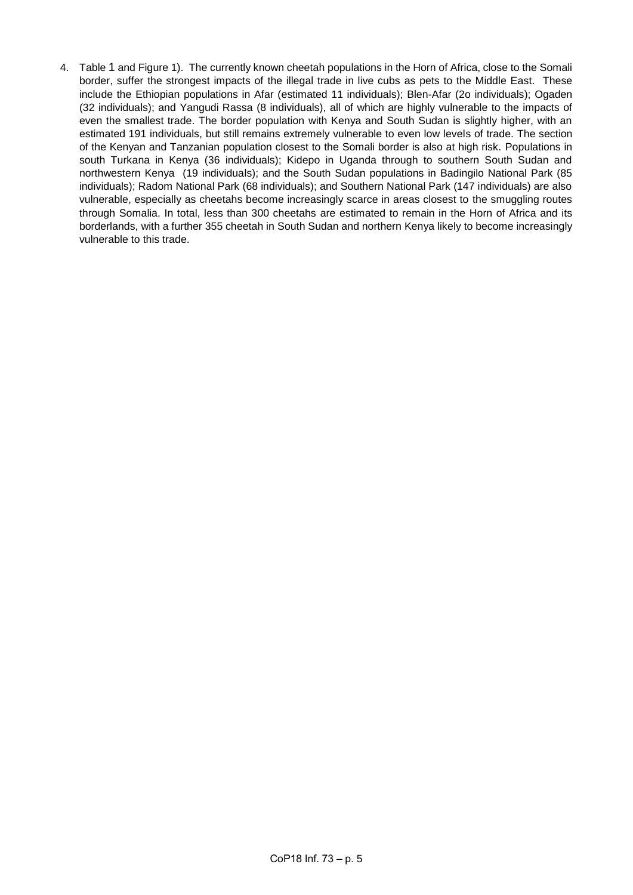4. Table 1 and Figure 1). The currently known cheetah populations in the Horn of Africa, close to the Somali border, suffer the strongest impacts of the illegal trade in live cubs as pets to the Middle East. These include the Ethiopian populations in Afar (estimated 11 individuals); Blen-Afar (2o individuals); Ogaden (32 individuals); and Yangudi Rassa (8 individuals), all of which are highly vulnerable to the impacts of even the smallest trade. The border population with Kenya and South Sudan is slightly higher, with an estimated 191 individuals, but still remains extremely vulnerable to even low levels of trade. The section of the Kenyan and Tanzanian population closest to the Somali border is also at high risk. Populations in south Turkana in Kenya (36 individuals); Kidepo in Uganda through to southern South Sudan and northwestern Kenya (19 individuals); and the South Sudan populations in Badingilo National Park (85 individuals); Radom National Park (68 individuals); and Southern National Park (147 individuals) are also vulnerable, especially as cheetahs become increasingly scarce in areas closest to the smuggling routes through Somalia. In total, less than 300 cheetahs are estimated to remain in the Horn of Africa and its borderlands, with a further 355 cheetah in South Sudan and northern Kenya likely to become increasingly vulnerable to this trade.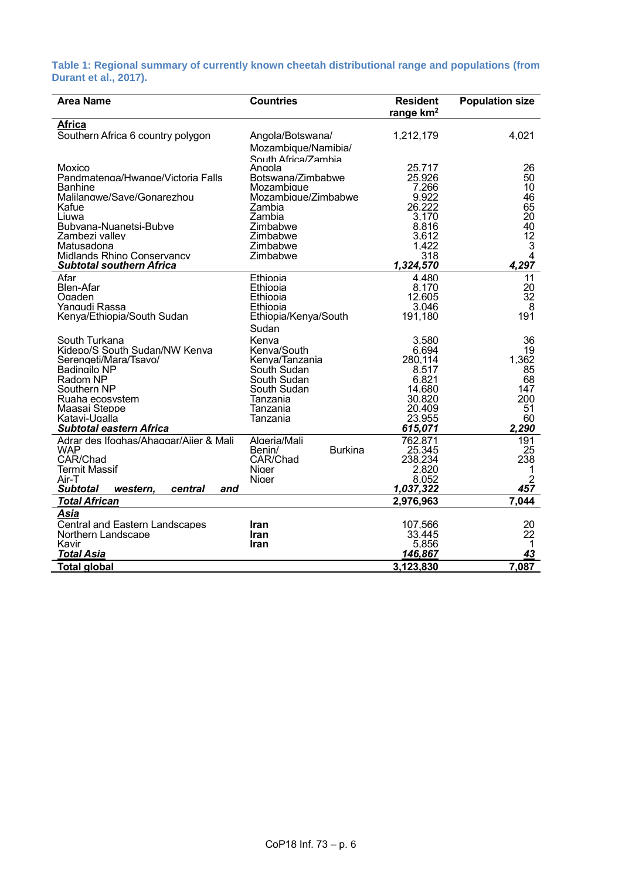**Table 1: Regional summary of currently known cheetah distributional range and populations (from Durant et al., 2017).**

| Area Name | Countries | Resident range km$^2$ | Population size |
|---|---|---|---|
| **Africa** | | | |
| Southern Africa 6 country polygon | Angola/Botswana/ Mozambique/Namibia/ South Africa/Zambia | 1,212,179 | 4,021 |
| Moxico | Angola | 25.717 | 26 |
| Pandmatenga/Hwange/Victoria Falls | Botswana/Zimbabwe | 25.926 | 50 |
| Banhine | Mozambique | 7.266 | 10 |
| Malilangwe/Save/Gonarezhou | Mozambique/Zimbabwe | 9.922 | 46 |
| Kafue | Zambia | 26.222 | 65 |
| Liuwa | Zambia | 3.170 | 20 |
| Bubyana-Nuanetsi-Bubye | Zimbabwe | 8.816 | 40 |
| Zambezi valley | Zimbabwe | 3.612 | 12 |
| Matusadona | Zimbabwe | 1.422 | 3 |
| Midlands Rhino Conservancy | Zimbabwe | 318 | 4 |
| ***Subtotal southern Africa*** | | ***1,324,570*** | ***4,297*** |
| Afar | Ethiopia | 4.480 | 11 |
| Blen-Afar | Ethiopia | 8.170 | 20 |
| Ogaden | Ethiopia | 12.605 | 32 |
| Yangudi Rassa | Ethiopia | 3.046 | 8 |
| Kenya/Ethiopia/South Sudan | Ethiopia/Kenya/South Sudan | 191,180 | 191 |
| South Turkana | Kenya | 3.580 | 36 |
| Kidepo/S South Sudan/NW Kenya | Kenya/South | 6.694 | 19 |
| Serengeti/Mara/Tsavo/ | Kenya/Tanzania | 280.114 | 1.362 |
| Badingilo NP | South Sudan | 8.517 | 85 |
| Radom NP | South Sudan | 6.821 | 68 |
| Southern NP | South Sudan | 14.680 | 147 |
| Ruaha ecosystem | Tanzania | 30.820 | 200 |
| Maasai Steppe | Tanzania | 20.409 | 51 |
| Katavi-Ugalla | Tanzania | 23.955 | 60 |
| ***Subtotal eastern Africa*** | | ***615,071*** | ***2,290*** |
| Adrar des Ifoghas/Ahaggar/Aiier & Mali | Algeria/Mali | 762.871 | 191 |
| WAP | Benin/ Burkina | 25.345 | 25 |
| CAR/Chad | CAR/Chad | 238.234 | 238 |
| Termit Massif | Niger | 2.820 | 1 |
| Air-T | Niger | 8.052 | 2 |
| ***Subtotal western, central and*** | | ***1,037,322*** | ***457*** |
| ***Total African*** | | **2,976,963** | **7,044** |
| ***Asia*** | | | |
| Central and Eastern Landscapes | **Iran** | 107.566 | 20 |
| Northern Landscape | **Iran** | 33.445 | 22 |
| Kavir | **Iran** | 5.856 | 1 |
| ***Total Asia*** | | ***146,867*** | ***43*** |
| **Total global** | | **3,123,830** | **7,087** |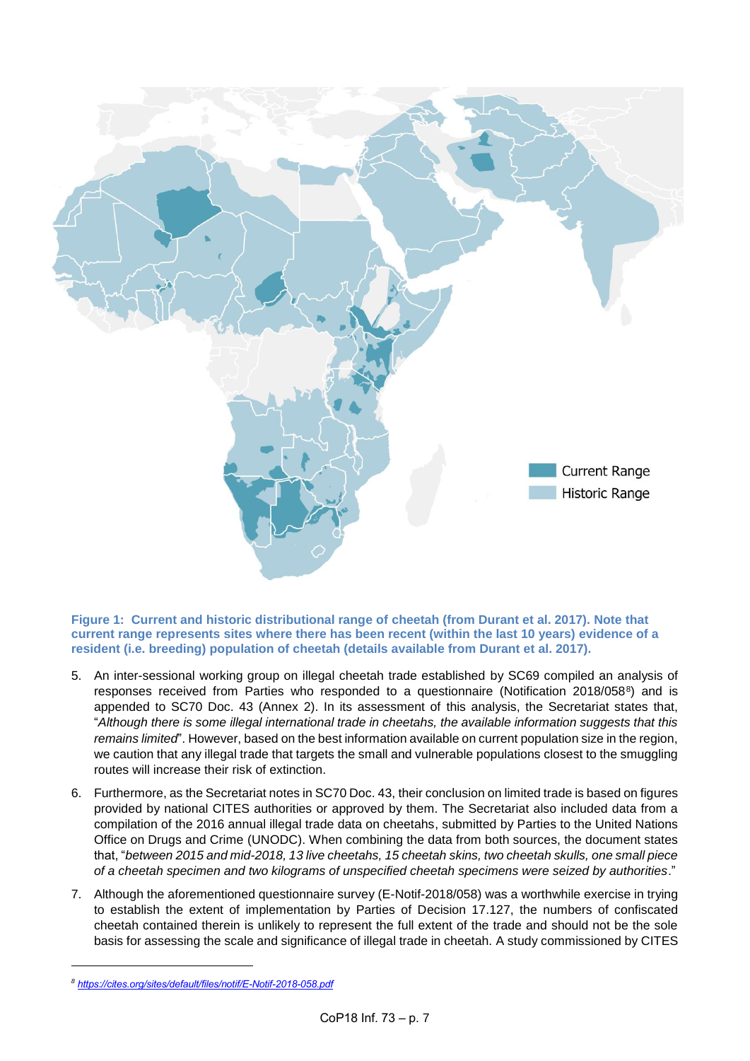**Figure 1: Current and historic distributional range of cheetah (from Durant et al. 2017). Note that current range represents sites where there has been recent (within the last 10 years) evidence of a resident (i.e. breeding) population of cheetah (details available from Durant et al. 2017).**

5. An inter-sessional working group on illegal cheetah trade established by SC69 compiled an analysis of responses received from Parties who responded to a questionnaire (Notification 2018/058[8]) and is appended to SC70 Doc. 43 (Annex 2). In its assessment of this analysis, the Secretariat states that, "*Although there is some illegal international trade in cheetahs, the available information suggests that this remains limited*". However, based on the best information available on current population size in the region, we caution that any illegal trade that targets the small and vulnerable populations closest to the smuggling routes will increase their risk of extinction.

6. Furthermore, as the Secretariat notes in SC70 Doc. 43, their conclusion on limited trade is based on figures provided by national CITES authorities or approved by them. The Secretariat also included data from a compilation of the 2016 annual illegal trade data on cheetahs, submitted by Parties to the United Nations Office on Drugs and Crime (UNODC). When combining the data from both sources, the document states that, "*between 2015 and mid-2018, 13 live cheetahs, 15 cheetah skins, two cheetah skulls, one small piece of a cheetah specimen and two kilograms of unspecified cheetah specimens were seized by authorities*."

7. Although the aforementioned questionnaire survey (E-Notif-2018/058) was a worthwhile exercise in trying to establish the extent of implementation by Parties of Decision 17.127, the numbers of confiscated cheetah contained therein is unlikely to represent the full extent of the trade and should not be the sole basis for assessing the scale and significance of illegal trade in cheetah. A study commissioned by CITES

[8] *https://cites.org/sites/default/files/notif/E-Notif-2018-058.pdf*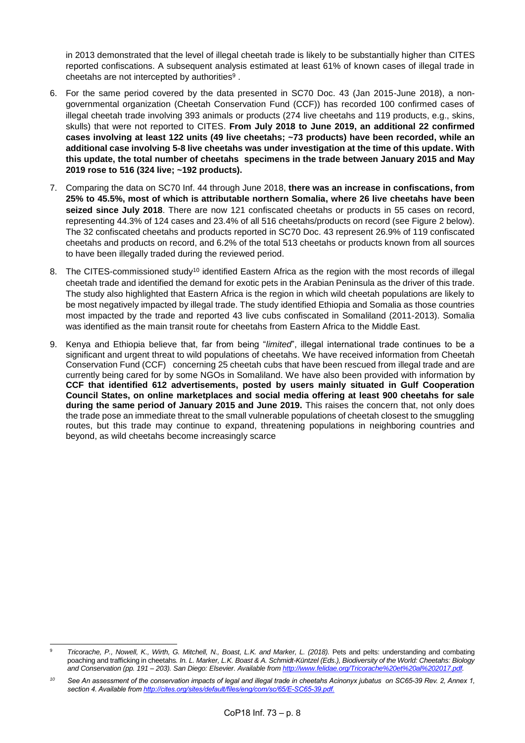in 2013 demonstrated that the level of illegal cheetah trade is likely to be substantially higher than CITES reported confiscations. A subsequent analysis estimated at least 61% of known cases of illegal trade in cheetahs are not intercepted by authorities[9] .

6. For the same period covered by the data presented in SC70 Doc. 43 (Jan 2015-June 2018), a non-governmental organization (Cheetah Conservation Fund (CCF)) has recorded 100 confirmed cases of illegal cheetah trade involving 393 animals or products (274 live cheetahs and 119 products, e.g., skins, skulls) that were not reported to CITES. **From July 2018 to June 2019, an additional 22 confirmed cases involving at least 122 units (49 live cheetahs; ~73 products) have been recorded, while an additional case involving 5-8 live cheetahs was under investigation at the time of this update. With this update, the total number of cheetahs specimens in the trade between January 2015 and May 2019 rose to 516 (324 live; ~192 products).**

7. Comparing the data on SC70 Inf. 44 through June 2018, **there was an increase in confiscations, from 25% to 45.5%, most of which is attributable northern Somalia, where 26 live cheetahs have been seized since July 2018**. There are now 121 confiscated cheetahs or products in 55 cases on record, representing 44.3% of 124 cases and 23.4% of all 516 cheetahs/products on record (see Figure 2 below). The 32 confiscated cheetahs and products reported in SC70 Doc. 43 represent 26.9% of 119 confiscated cheetahs and products on record, and 6.2% of the total 513 cheetahs or products known from all sources to have been illegally traded during the reviewed period.

8. The CITES-commissioned study[10] identified Eastern Africa as the region with the most records of illegal cheetah trade and identified the demand for exotic pets in the Arabian Peninsula as the driver of this trade. The study also highlighted that Eastern Africa is the region in which wild cheetah populations are likely to be most negatively impacted by illegal trade. The study identified Ethiopia and Somalia as those countries most impacted by the trade and reported 43 live cubs confiscated in Somaliland (2011-2013). Somalia was identified as the main transit route for cheetahs from Eastern Africa to the Middle East.

9. Kenya and Ethiopia believe that, far from being "*limited*", illegal international trade continues to be a significant and urgent threat to wild populations of cheetahs. We have received information from Cheetah Conservation Fund (CCF) concerning 25 cheetah cubs that have been rescued from illegal trade and are currently being cared for by some NGOs in Somaliland. We have also been provided with information by **CCF that identified 612 advertisements, posted by users mainly situated in Gulf Cooperation Council States, on online marketplaces and social media offering at least 900 cheetahs for sale during the same period of January 2015 and June 2019.** This raises the concern that, not only does the trade pose an immediate threat to the small vulnerable populations of cheetah closest to the smuggling routes, but this trade may continue to expand, threatening populations in neighboring countries and beyond, as wild cheetahs become increasingly scarce

---

[9] *Tricorache, P., Nowell, K., Wirth, G. Mitchell, N., Boast, L.K. and Marker, L. (2018).* Pets and pelts: understanding and combating poaching and trafficking in cheetahs*. In. L. Marker, L.K. Boast & A. Schmidt-Küntzel (Eds.), Biodiversity of the World: Cheetahs: Biology and Conservation (pp. 191 – 203). San Diego: Elsevier. Available from http://www.felidae.org/Tricorache%20et%20al%202017.pdf.*

[10] *See An assessment of the conservation impacts of legal and illegal trade in cheetahs Acinonyx jubatus on SC65-39 Rev. 2, Annex 1, section 4. Available from http://cites.org/sites/default/files/eng/com/sc/65/E-SC65-39.pdf.*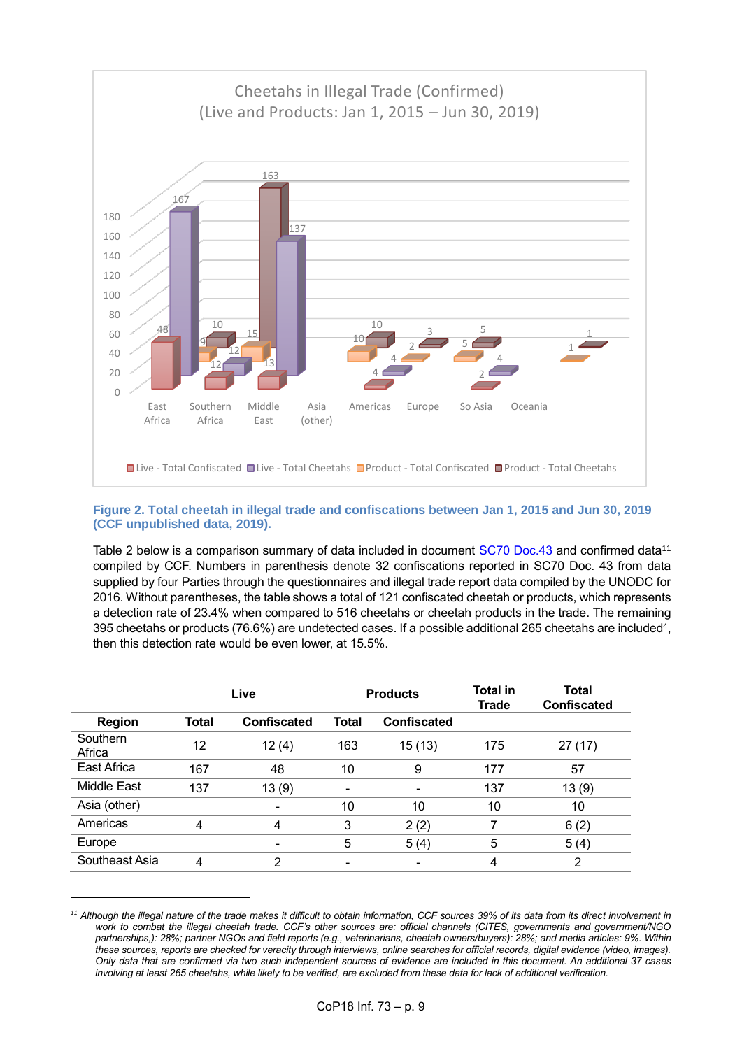Cheetahs in Illegal Trade (Confirmed)
(Live and Products: Jan 1, 2015 – Jun 30, 2019)

**Figure 2. Total cheetah in illegal trade and confiscations between Jan 1, 2015 and Jun 30, 2019 (CCF unpublished data, 2019).**

Table 2 below is a comparison summary of data included in document SC70 Doc.43 and confirmed data[11] compiled by CCF. Numbers in parenthesis denote 32 confiscations reported in SC70 Doc. 43 from data supplied by four Parties through the questionnaires and illegal trade report data compiled by the UNODC for 2016. Without parentheses, the table shows a total of 121 confiscated cheetah or products, which represents a detection rate of 23.4% when compared to 516 cheetahs or cheetah products in the trade. The remaining 395 cheetahs or products (76.6%) are undetected cases. If a possible additional 265 cheetahs are included[4], then this detection rate would be even lower, at 15.5%.

| | Live | | Products | | Total in Trade | Total Confiscated |
|---|---|---|---|---|---|---|
| **Region** | **Total** | **Confiscated** | **Total** | **Confiscated** | | |
| Southern Africa | 12 | 12 (4) | 163 | 15 (13) | 175 | 27 (17) |
| East Africa | 167 | 48 | 10 | 9 | 177 | 57 |
| Middle East | 137 | 13 (9) | - | - | 137 | 13 (9) |
| Asia (other) | | - | 10 | 10 | 10 | 10 |
| Americas | 4 | 4 | 3 | 2 (2) | 7 | 6 (2) |
| Europe | | - | 5 | 5 (4) | 5 | 5 (4) |
| Southeast Asia | 4 | 2 | - | - | 4 | 2 |

[11] *Although the illegal nature of the trade makes it difficult to obtain information, CCF sources 39% of its data from its direct involvement in work to combat the illegal cheetah trade. CCF's other sources are: official channels (CITES, governments and government/NGO partnerships,): 28%; partner NGOs and field reports (e.g., veterinarians, cheetah owners/buyers): 28%; and media articles: 9%. Within these sources, reports are checked for veracity through interviews, online searches for official records, digital evidence (video, images). Only data that are confirmed via two such independent sources of evidence are included in this document. An additional 37 cases involving at least 265 cheetahs, while likely to be verified, are excluded from these data for lack of additional verification.*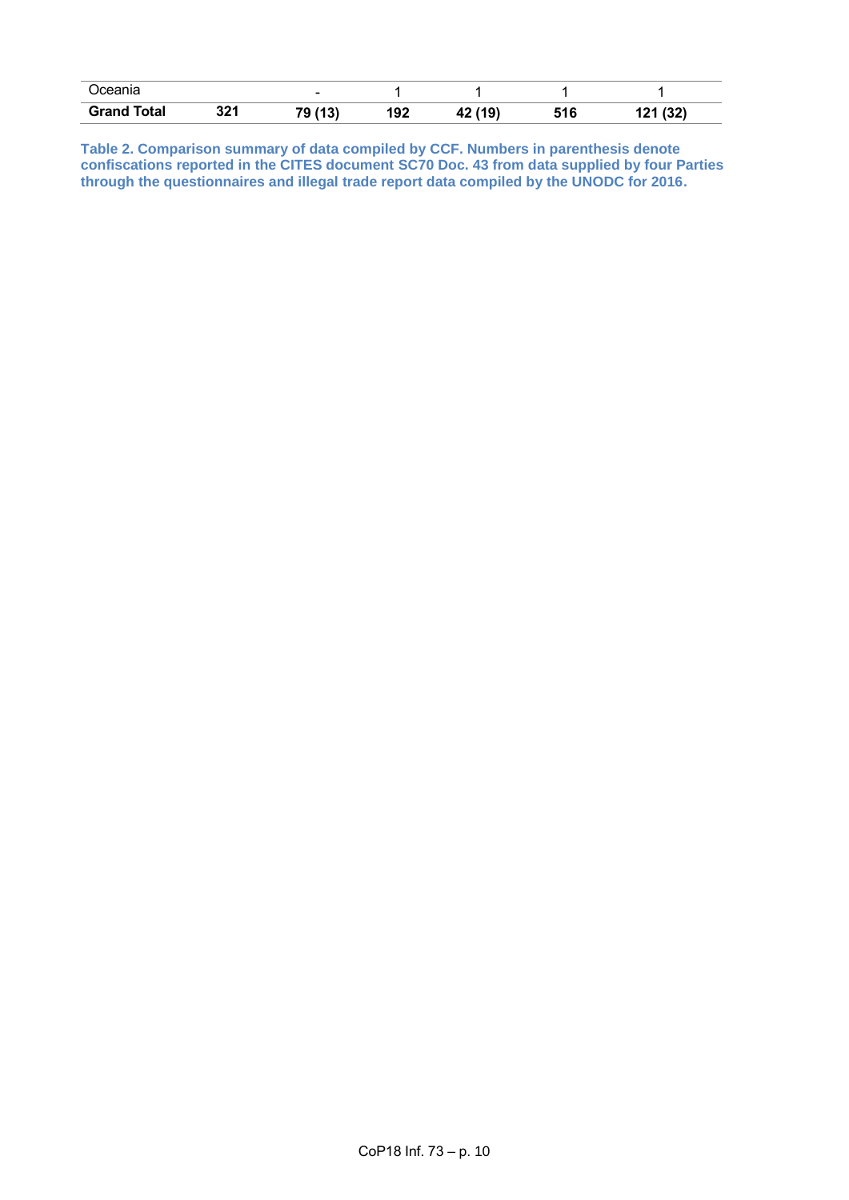| | | | | | | |
|---|---|---|---|---|---|---|
| Oceania | | - | 1 | 1 | 1 | 1 |
| **Grand Total** | **321** | **79 (13)** | **192** | **42 (19)** | **516** | **121 (32)** |

**Table 2. Comparison summary of data compiled by CCF. Numbers in parenthesis denote confiscations reported in the CITES document SC70 Doc. 43 from data supplied by four Parties through the questionnaires and illegal trade report data compiled by the UNODC for 2016.**